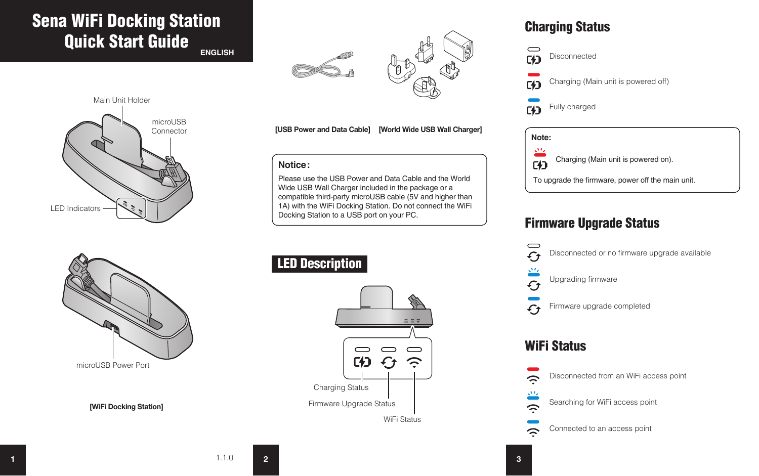# Sena WiFi Docking Station Quick Start Guide

ENGLISH

Main Unit Holder

microUSB Connector

LED Indicators

microUSB Power Port

[WiFi Docking Station]

1.1.0

[USB Power and Data Cable] [World Wide USB Wall Charger]

**Notice:**

Please use the USB Power and Data Cable and the World Wide USB Wall Charger included in the package or a compatible third-party microUSB cable (5V and higher than 1A) with the WiFi Docking Station. Do not connect the WiFi Docking Station to a USB port on your PC.

# LED Description

Charging Status

Firmware Upgrade Status

WiFi Status

## Charging Status

- Disconnected
- Charging (Main unit is powered off)
- Fully charged

**Note:**

Charging (Main unit is powered on).

To upgrade the firmware, power off the main unit.

## Firmware Upgrade Status

- Disconnected or no firmware upgrade available
- Upgrading firmware
- Firmware upgrade completed

## WiFi Status

- Disconnected from an WiFi access point
- Searching for WiFi access point
- Connected to an access point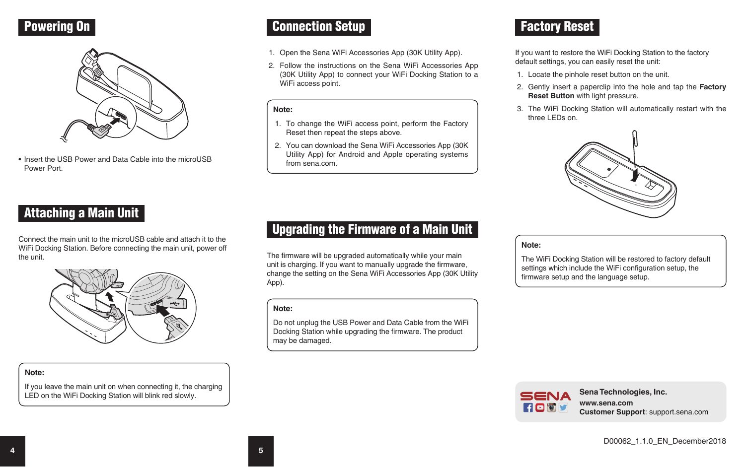## Powering On

- Insert the USB Power and Data Cable into the microUSB Power Port.

## Attaching a Main Unit

Connect the main unit to the microUSB cable and attach it to the WiFi Docking Station. Before connecting the main unit, power off the unit.

**Note:**

If you leave the main unit on when connecting it, the charging LED on the WiFi Docking Station will blink red slowly.

## Connection Setup

1. Open the Sena WiFi Accessories App (30K Utility App).
2. Follow the instructions on the Sena WiFi Accessories App (30K Utility App) to connect your WiFi Docking Station to a WiFi access point.

**Note:**

1. To change the WiFi access point, perform the Factory Reset then repeat the steps above.
2. You can download the Sena WiFi Accessories App (30K Utility App) for Android and Apple operating systems from sena.com.

## Upgrading the Firmware of a Main Unit

The firmware will be upgraded automatically while your main unit is charging. If you want to manually upgrade the firmware, change the setting on the Sena WiFi Accessories App (30K Utility App).

**Note:**

Do not unplug the USB Power and Data Cable from the WiFi Docking Station while upgrading the firmware. The product may be damaged.

## Factory Reset

If you want to restore the WiFi Docking Station to the factory default settings, you can easily reset the unit:

1. Locate the pinhole reset button on the unit.
2. Gently insert a paperclip into the hole and tap the **Factory Reset Button** with light pressure.
3. The WiFi Docking Station will automatically restart with the three LEDs on.

**Note:**

The WiFi Docking Station will be restored to factory default settings which include the WiFi configuration setup, the firmware setup and the language setup.

**Sena Technologies, Inc.**
**www.sena.com**
**Customer Support**: support.sena.com

D00062_1.1.0_EN_December2018